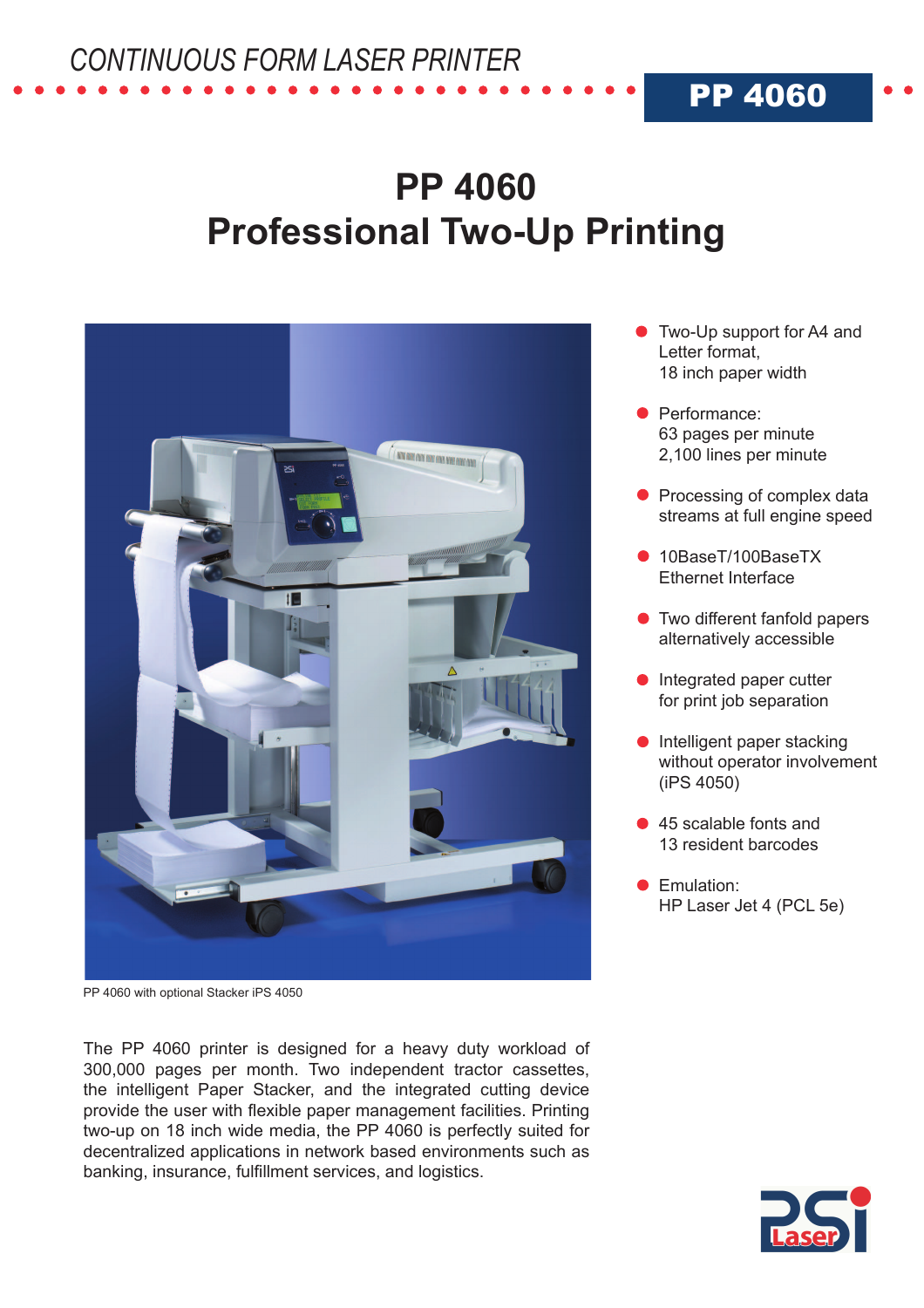*CONTINUOUS FORM LASER PRINTER*

**PP 4060**

# PP 4060
# Professional Two-Up Printing

PP 4060 with optional Stacker iPS 4050

- Two-Up support for A4 and Letter format, 18 inch paper width
- Performance: 63 pages per minute 2,100 lines per minute
- Processing of complex data streams at full engine speed
- 10BaseT/100BaseTX Ethernet Interface
- Two different fanfold papers alternatively accessible
- Integrated paper cutter for print job separation
- Intelligent paper stacking without operator involvement (iPS 4050)
- 45 scalable fonts and 13 resident barcodes
- Emulation: HP Laser Jet 4 (PCL 5e)

The PP 4060 printer is designed for a heavy duty workload of 300,000 pages per month. Two independent tractor cassettes, the intelligent Paper Stacker, and the integrated cutting device provide the user with flexible paper management facilities. Printing two-up on 18 inch wide media, the PP 4060 is perfectly suited for decentralized applications in network based environments such as banking, insurance, fulfillment services, and logistics.

PSi Laser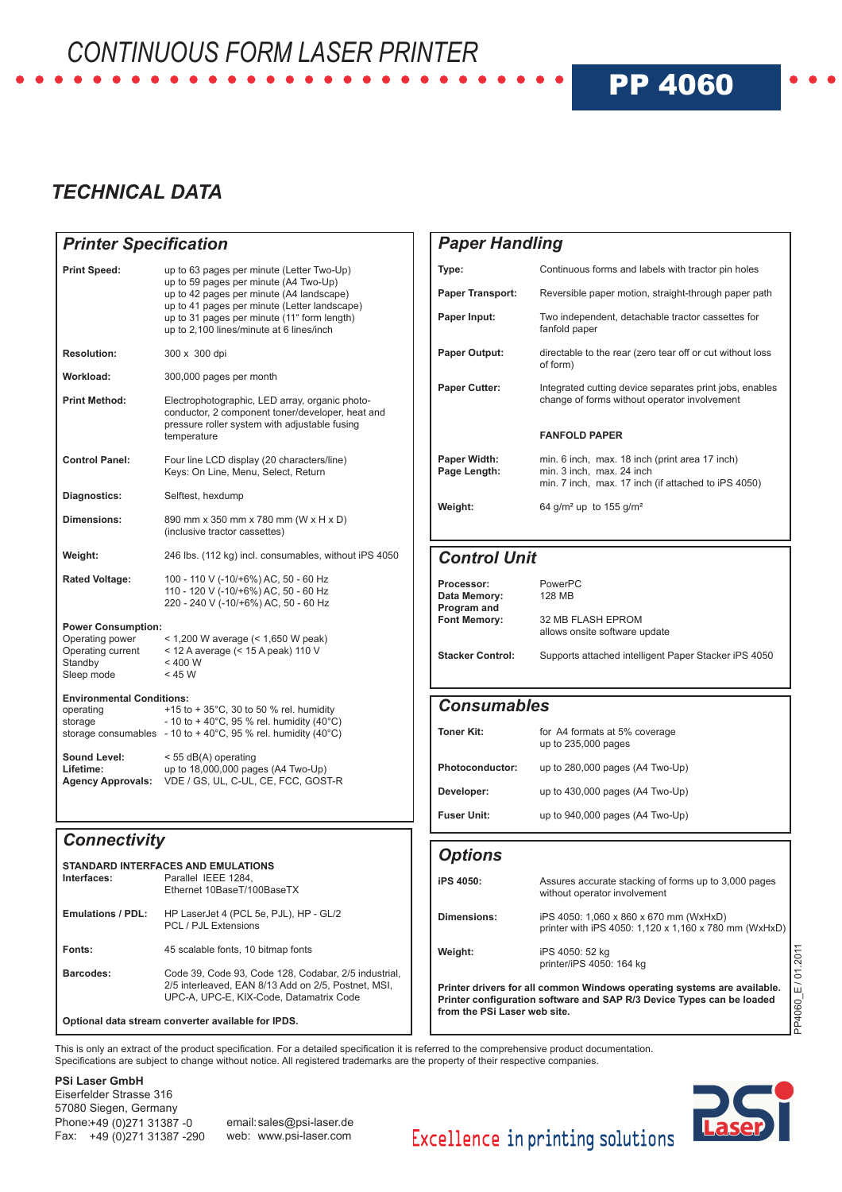# CONTINUOUS FORM LASER PRINTER

# PP 4060

## TECHNICAL DATA

### Printer Specification

| | |
|---|---|
| **Print Speed:** | up to 63 pages per minute (Letter Two-Up)<br>up to 59 pages per minute (A4 Two-Up)<br>up to 42 pages per minute (A4 landscape)<br>up to 41 pages per minute (Letter landscape)<br>up to 31 pages per minute (11" form length)<br>up to 2,100 lines/minute at 6 lines/inch |
| **Resolution:** | 300 x 300 dpi |
| **Workload:** | 300,000 pages per month |
| **Print Method:** | Electrophotographic, LED array, organic photo-conductor, 2 component toner/developer, heat and pressure roller system with adjustable fusing temperature |
| **Control Panel:** | Four line LCD display (20 characters/line)<br>Keys: On Line, Menu, Select, Return |
| **Diagnostics:** | Selftest, hexdump |
| **Dimensions:** | 890 mm x 350 mm x 780 mm (W x H x D)<br>(inclusive tractor cassettes) |
| **Weight:** | 246 lbs. (112 kg) incl. consumables, without iPS 4050 |
| **Rated Voltage:** | 100 - 110 V (-10/+6%) AC, 50 - 60 Hz<br>110 - 120 V (-10/+6%) AC, 50 - 60 Hz<br>220 - 240 V (-10/+6%) AC, 50 - 60 Hz |
| **Power Consumption:** | |
| Operating power | < 1,200 W average (< 1,650 W peak) |
| Operating current | < 12 A average (< 15 A peak) 110 V |
| Standby | < 400 W |
| Sleep mode | < 45 W |
| **Environmental Conditions:** | |
| operating | +15 to + 35°C, 30 to 50 % rel. humidity |
| storage | - 10 to + 40°C, 95 % rel. humidity (40°C) |
| storage consumables | - 10 to + 40°C, 95 % rel. humidity (40°C) |
| **Sound Level:** | < 55 dB(A) operating |
| **Lifetime:** | up to 18,000,000 pages (A4 Two-Up) |
| **Agency Approvals:** | VDE / GS, UL, C-UL, CE, FCC, GOST-R |

### Connectivity

**STANDARD INTERFACES AND EMULATIONS**

| | |
|---|---|
| **Interfaces:** | Parallel IEEE 1284,<br>Ethernet 10BaseT/100BaseTX |
| **Emulations / PDL:** | HP LaserJet 4 (PCL 5e, PJL), HP - GL/2<br>PCL / PJL Extensions |
| **Fonts:** | 45 scalable fonts, 10 bitmap fonts |
| **Barcodes:** | Code 39, Code 93, Code 128, Codabar, 2/5 industrial, 2/5 interleaved, EAN 8/13 Add on 2/5, Postnet, MSI, UPC-A, UPC-E, KIX-Code, Datamatrix Code |

**Optional data stream converter available for IPDS.**

### Paper Handling

| | |
|---|---|
| **Type:** | Continuous forms and labels with tractor pin holes |
| **Paper Transport:** | Reversible paper motion, straight-through paper path |
| **Paper Input:** | Two independent, detachable tractor cassettes for fanfold paper |
| **Paper Output:** | directable to the rear (zero tear off or cut without loss of form) |
| **Paper Cutter:** | Integrated cutting device separates print jobs, enables change of forms without operator involvement |
| | **FANFOLD PAPER** |
| **Paper Width:** | min. 6 inch, max. 18 inch (print area 17 inch) |
| **Page Length:** | min. 3 inch, max. 24 inch<br>min. 7 inch, max. 17 inch (if attached to iPS 4050) |
| **Weight:** | 64 g/m² up to 155 g/m² |

### Control Unit

| | |
|---|---|
| **Processor:** | PowerPC |
| **Data Memory:** | 128 MB |
| **Program and Font Memory:** | 32 MB FLASH EPROM<br>allows onsite software update |
| **Stacker Control:** | Supports attached intelligent Paper Stacker iPS 4050 |

### Consumables

| | |
|---|---|
| **Toner Kit:** | for A4 formats at 5% coverage<br>up to 235,000 pages |
| **Photoconductor:** | up to 280,000 pages (A4 Two-Up) |
| **Developer:** | up to 430,000 pages (A4 Two-Up) |
| **Fuser Unit:** | up to 940,000 pages (A4 Two-Up) |

### Options

| | |
|---|---|
| **iPS 4050:** | Assures accurate stacking of forms up to 3,000 pages without operator involvement |
| **Dimensions:** | iPS 4050: 1,060 x 860 x 670 mm (WxHxD)<br>printer with iPS 4050: 1,120 x 1,160 x 780 mm (WxHxD) |
| **Weight:** | iPS 4050: 52 kg<br>printer/iPS 4050: 164 kg |

**Printer drivers for all common Windows operating systems are available. Printer configuration software and SAP R/3 Device Types can be loaded from the PSi Laser web site.**

PP4060_E / 01.2011

This is only an extract of the product specification. For a detailed specification it is referred to the comprehensive product documentation. Specifications are subject to change without notice. All registered trademarks are the property of their respective companies.

**PSi Laser GmbH**
Eiserfelder Strasse 316
57080 Siegen, Germany
Phone:+49 (0)271 31387 -0
Fax: +49 (0)271 31387 -290

email: sales@psi-laser.de
web: www.psi-laser.com

Excellence in printing solutions

PSi Laser